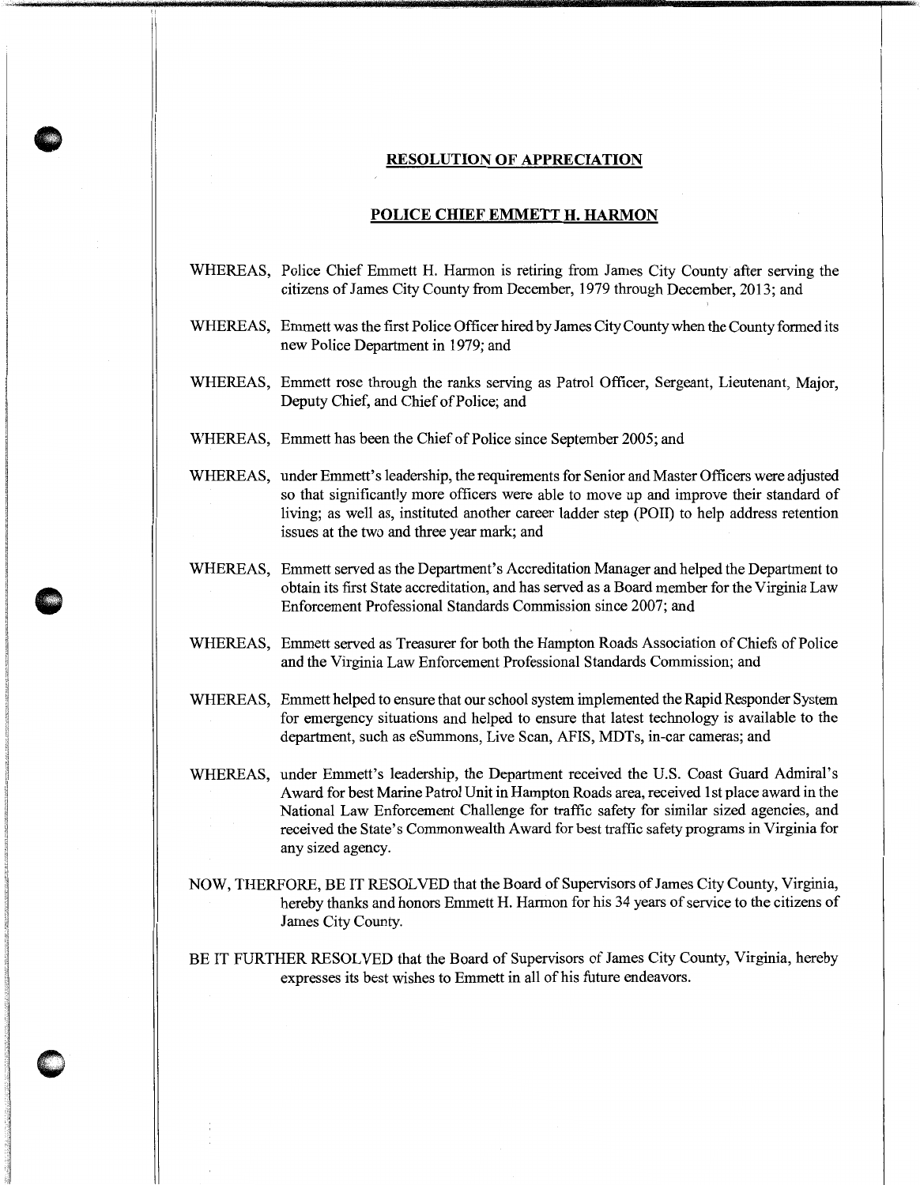## RESOLUTION OF APPRECIATION

## POLICE CHIEF EMMETT H. HARMON

WHEREAS, Police Chief Emmett H. Harmon is retiring from James City County after serving the citizens of James City County from December, 1979 through December, 2013; and

WHEREAS, Emmett was the first Police Officer hired by James City County when the County formed its new Police Department in 1979; and

WHEREAS, Emmett rose through the ranks serving as Patrol Officer, Sergeant, Lieutenant, Major, Deputy Chief, and Chief of Police; and

WHEREAS, Emmett has been the Chief of Police since September 2005; and

WHEREAS, under Emmett's leadership, the requirements for Senior and Master Officers were adjusted so that significantly more officers were able to move up and improve their standard of living; as well as, instituted another career ladder step (POII) to help address retention issues at the two and three year mark; and

WHEREAS, Emmett served as the Department's Accreditation Manager and helped the Department to obtain its first State accreditation, and has served as a Board member for the Virginia Law Enforcement Professional Standards Commission since 2007; and

WHEREAS, Emmett served as Treasurer for both the Hampton Roads Association of Chiefs of Police and the Virginia Law Enforcement Professional Standards Commission; and

WHEREAS, Emmett helped to ensure that our school system implemented the Rapid Responder System for emergency situations and helped to ensure that latest technology is available to the department, such as eSummons, Live Scan, AFIS, MDTs, in-car cameras; and

WHEREAS, under Emmett's leadership, the Department received the U.S. Coast Guard Admiral's Award for best Marine Patrol Unit in Hampton Roads area, received 1st place award in the National Law Enforcement Challenge for traffic safety for similar sized agencies, and received the State's Commonwealth Award for best traffic safety programs in Virginia for any sized agency.

NOW, THERFORE, BE IT RESOLVED that the Board of Supervisors of James City County, Virginia, hereby thanks and honors Emmett H. Harmon for his 34 years of service to the citizens of James City County.

BE IT FURTHER RESOLVED that the Board of Supervisors of James City County, Virginia, hereby expresses its best wishes to Emmett in all of his future endeavors.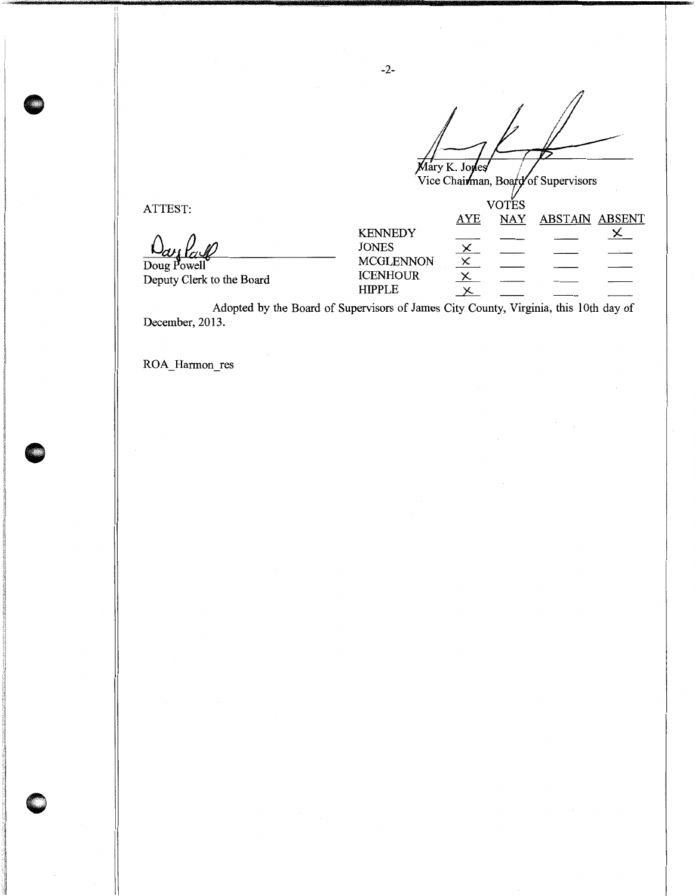Mary K. Jones
Vice Chairman, Board of Supervisors

ATTEST:

Doug Powell
Deputy Clerk to the Board

| | VOTES | | | |
|---|---|---|---|---|
| | AYE | NAY | ABSTAIN | ABSENT |
| KENNEDY | | | | X |
| JONES | X | | | |
| MCGLENNON | X | | | |
| ICENHOUR | X | | | |
| HIPPLE | X | | | |

Adopted by the Board of Supervisors of James City County, Virginia, this 10th day of December, 2013.

ROA_Harmon_res